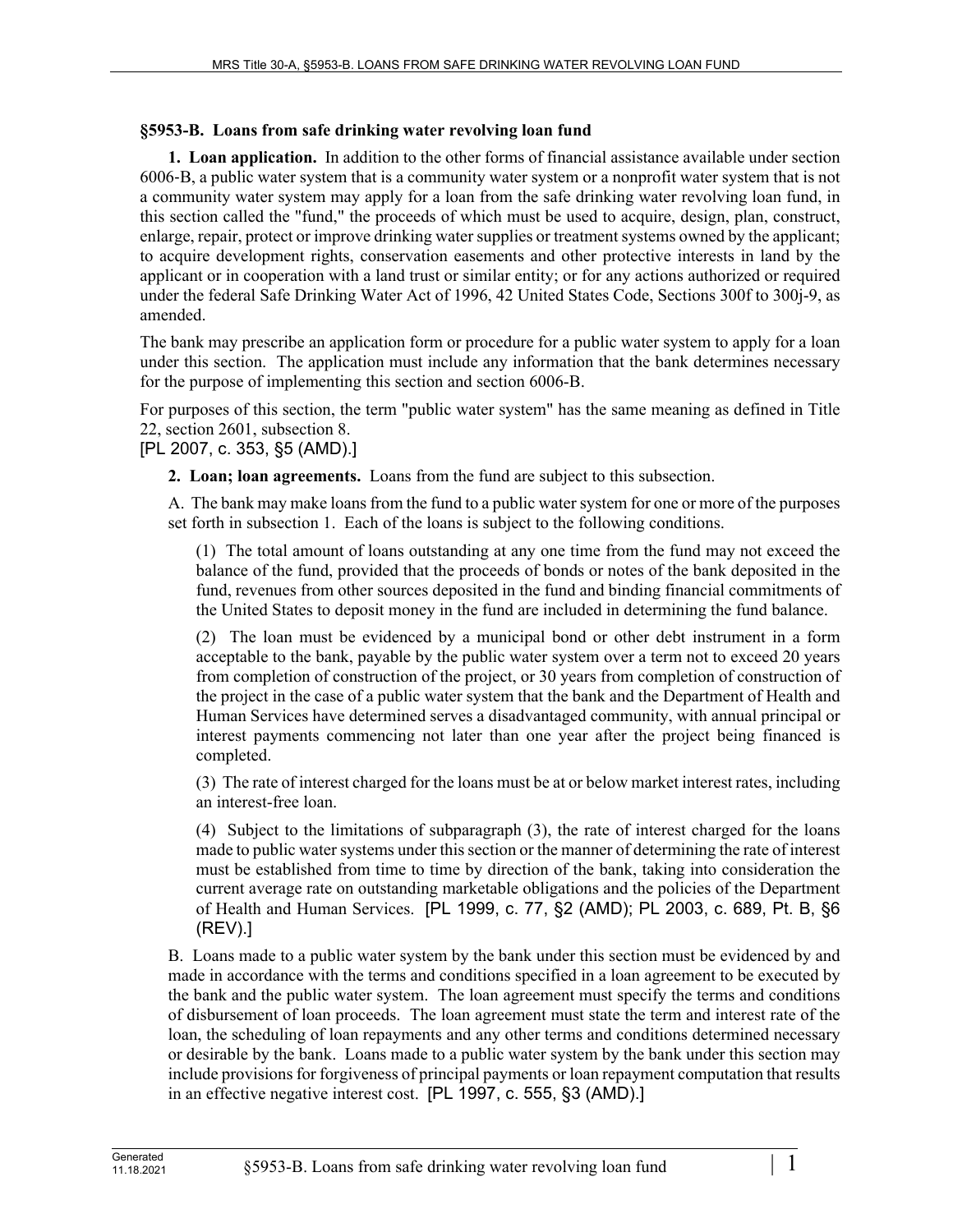## §5953-B. Loans from safe drinking water revolving loan fund

**1. Loan application.** In addition to the other forms of financial assistance available under section 6006-B, a public water system that is a community water system or a nonprofit water system that is not a community water system may apply for a loan from the safe drinking water revolving loan fund, in this section called the "fund," the proceeds of which must be used to acquire, design, plan, construct, enlarge, repair, protect or improve drinking water supplies or treatment systems owned by the applicant; to acquire development rights, conservation easements and other protective interests in land by the applicant or in cooperation with a land trust or similar entity; or for any actions authorized or required under the federal Safe Drinking Water Act of 1996, 42 United States Code, Sections 300f to 300j-9, as amended.

The bank may prescribe an application form or procedure for a public water system to apply for a loan under this section. The application must include any information that the bank determines necessary for the purpose of implementing this section and section 6006-B.

For purposes of this section, the term "public water system" has the same meaning as defined in Title 22, section 2601, subsection 8.

[PL 2007, c. 353, §5 (AMD).]

**2. Loan; loan agreements.** Loans from the fund are subject to this subsection.

A. The bank may make loans from the fund to a public water system for one or more of the purposes set forth in subsection 1. Each of the loans is subject to the following conditions.

(1) The total amount of loans outstanding at any one time from the fund may not exceed the balance of the fund, provided that the proceeds of bonds or notes of the bank deposited in the fund, revenues from other sources deposited in the fund and binding financial commitments of the United States to deposit money in the fund are included in determining the fund balance.

(2) The loan must be evidenced by a municipal bond or other debt instrument in a form acceptable to the bank, payable by the public water system over a term not to exceed 20 years from completion of construction of the project, or 30 years from completion of construction of the project in the case of a public water system that the bank and the Department of Health and Human Services have determined serves a disadvantaged community, with annual principal or interest payments commencing not later than one year after the project being financed is completed.

(3) The rate of interest charged for the loans must be at or below market interest rates, including an interest-free loan.

(4) Subject to the limitations of subparagraph (3), the rate of interest charged for the loans made to public water systems under this section or the manner of determining the rate of interest must be established from time to time by direction of the bank, taking into consideration the current average rate on outstanding marketable obligations and the policies of the Department of Health and Human Services. [PL 1999, c. 77, §2 (AMD); PL 2003, c. 689, Pt. B, §6 (REV).]

B. Loans made to a public water system by the bank under this section must be evidenced by and made in accordance with the terms and conditions specified in a loan agreement to be executed by the bank and the public water system. The loan agreement must specify the terms and conditions of disbursement of loan proceeds. The loan agreement must state the term and interest rate of the loan, the scheduling of loan repayments and any other terms and conditions determined necessary or desirable by the bank. Loans made to a public water system by the bank under this section may include provisions for forgiveness of principal payments or loan repayment computation that results in an effective negative interest cost. [PL 1997, c. 555, §3 (AMD).]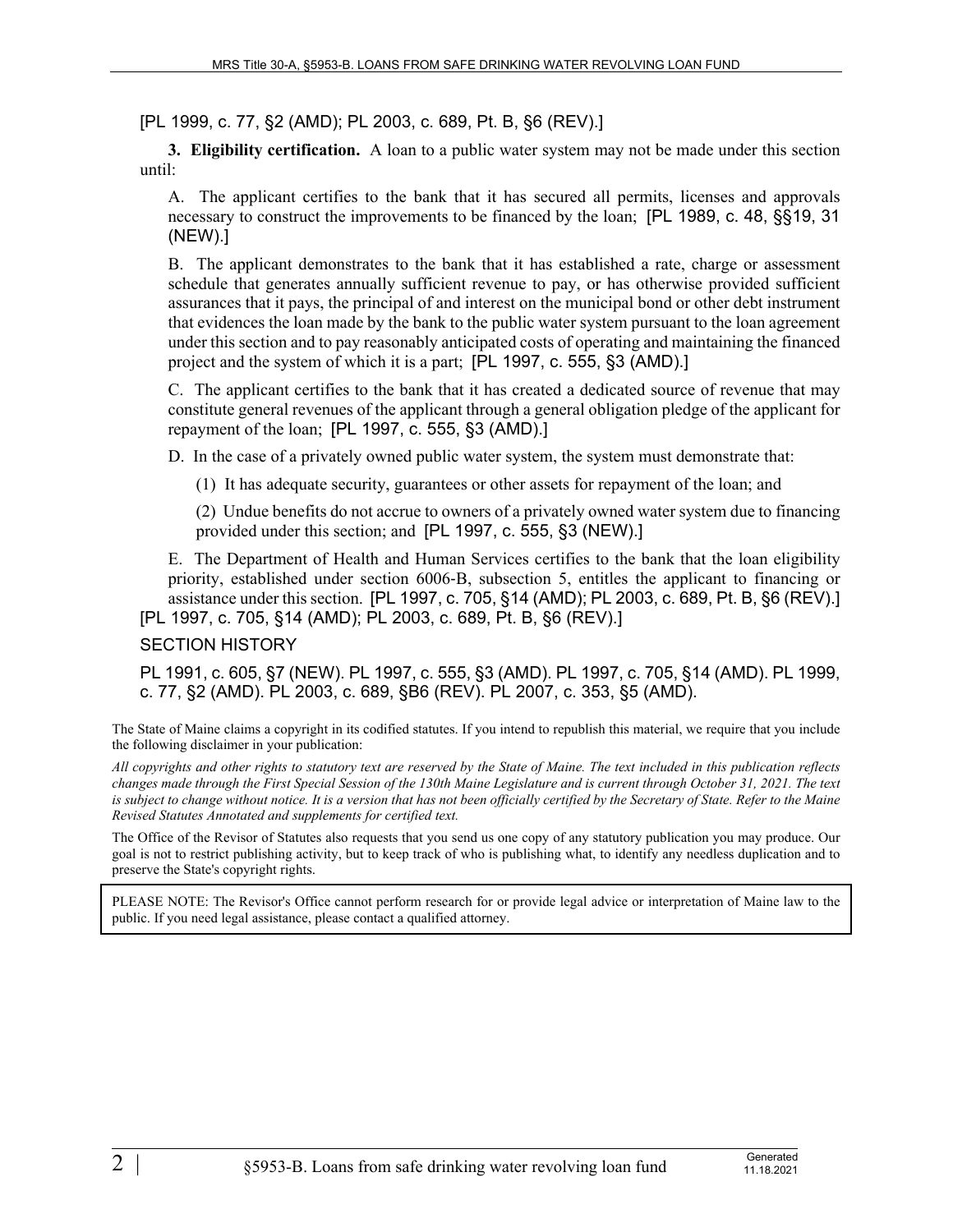[PL 1999, c. 77, §2 (AMD); PL 2003, c. 689, Pt. B, §6 (REV).]

**3. Eligibility certification.** A loan to a public water system may not be made under this section until:

A. The applicant certifies to the bank that it has secured all permits, licenses and approvals necessary to construct the improvements to be financed by the loan; [PL 1989, c. 48, §§19, 31 (NEW).]

B. The applicant demonstrates to the bank that it has established a rate, charge or assessment schedule that generates annually sufficient revenue to pay, or has otherwise provided sufficient assurances that it pays, the principal of and interest on the municipal bond or other debt instrument that evidences the loan made by the bank to the public water system pursuant to the loan agreement under this section and to pay reasonably anticipated costs of operating and maintaining the financed project and the system of which it is a part; [PL 1997, c. 555, §3 (AMD).]

C. The applicant certifies to the bank that it has created a dedicated source of revenue that may constitute general revenues of the applicant through a general obligation pledge of the applicant for repayment of the loan; [PL 1997, c. 555, §3 (AMD).]

D. In the case of a privately owned public water system, the system must demonstrate that:

(1) It has adequate security, guarantees or other assets for repayment of the loan; and

(2) Undue benefits do not accrue to owners of a privately owned water system due to financing provided under this section; and [PL 1997, c. 555, §3 (NEW).]

E. The Department of Health and Human Services certifies to the bank that the loan eligibility priority, established under section 6006-B, subsection 5, entitles the applicant to financing or assistance under this section. [PL 1997, c. 705, §14 (AMD); PL 2003, c. 689, Pt. B, §6 (REV).]

[PL 1997, c. 705, §14 (AMD); PL 2003, c. 689, Pt. B, §6 (REV).]

SECTION HISTORY

PL 1991, c. 605, §7 (NEW). PL 1997, c. 555, §3 (AMD). PL 1997, c. 705, §14 (AMD). PL 1999, c. 77, §2 (AMD). PL 2003, c. 689, §B6 (REV). PL 2007, c. 353, §5 (AMD).

The State of Maine claims a copyright in its codified statutes. If you intend to republish this material, we require that you include the following disclaimer in your publication:

*All copyrights and other rights to statutory text are reserved by the State of Maine. The text included in this publication reflects changes made through the First Special Session of the 130th Maine Legislature and is current through October 31, 2021. The text is subject to change without notice. It is a version that has not been officially certified by the Secretary of State. Refer to the Maine Revised Statutes Annotated and supplements for certified text.*

The Office of the Revisor of Statutes also requests that you send us one copy of any statutory publication you may produce. Our goal is not to restrict publishing activity, but to keep track of who is publishing what, to identify any needless duplication and to preserve the State's copyright rights.

PLEASE NOTE: The Revisor's Office cannot perform research for or provide legal advice or interpretation of Maine law to the public. If you need legal assistance, please contact a qualified attorney.